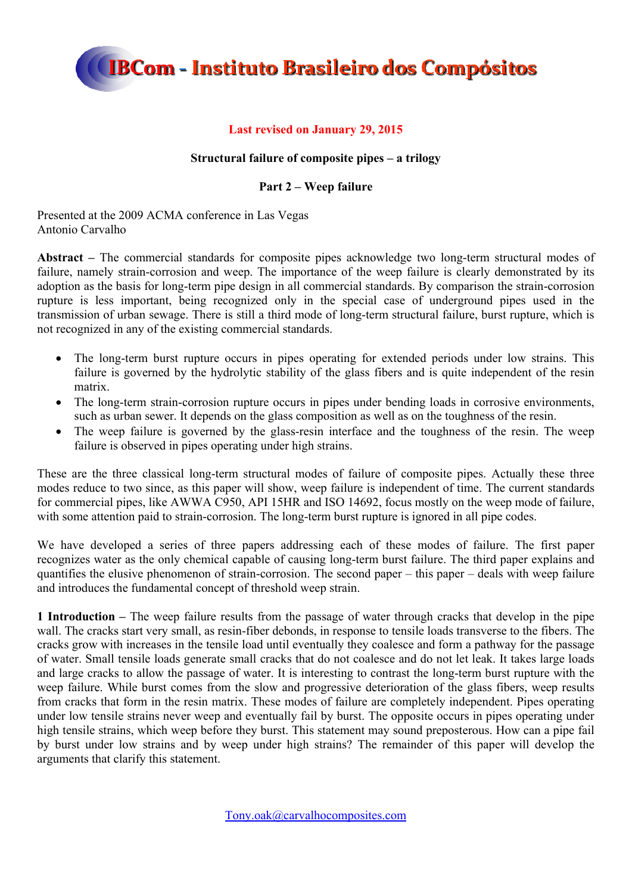# IBCom - Instituto Brasileiro dos Compósitos

**Last revised on January 29, 2015**

**Structural failure of composite pipes – a trilogy**

**Part 2 – Weep failure**

Presented at the 2009 ACMA conference in Las Vegas
Antonio Carvalho

**Abstract –** The commercial standards for composite pipes acknowledge two long-term structural modes of failure, namely strain-corrosion and weep. The importance of the weep failure is clearly demonstrated by its adoption as the basis for long-term pipe design in all commercial standards. By comparison the strain-corrosion rupture is less important, being recognized only in the special case of underground pipes used in the transmission of urban sewage. There is still a third mode of long-term structural failure, burst rupture, which is not recognized in any of the existing commercial standards.

- The long-term burst rupture occurs in pipes operating for extended periods under low strains. This failure is governed by the hydrolytic stability of the glass fibers and is quite independent of the resin matrix.
- The long-term strain-corrosion rupture occurs in pipes under bending loads in corrosive environments, such as urban sewer. It depends on the glass composition as well as on the toughness of the resin.
- The weep failure is governed by the glass-resin interface and the toughness of the resin. The weep failure is observed in pipes operating under high strains.

These are the three classical long-term structural modes of failure of composite pipes. Actually these three modes reduce to two since, as this paper will show, weep failure is independent of time. The current standards for commercial pipes, like AWWA C950, API 15HR and ISO 14692, focus mostly on the weep mode of failure, with some attention paid to strain-corrosion. The long-term burst rupture is ignored in all pipe codes.

We have developed a series of three papers addressing each of these modes of failure. The first paper recognizes water as the only chemical capable of causing long-term burst failure. The third paper explains and quantifies the elusive phenomenon of strain-corrosion. The second paper – this paper – deals with weep failure and introduces the fundamental concept of threshold weep strain.

**1 Introduction –** The weep failure results from the passage of water through cracks that develop in the pipe wall. The cracks start very small, as resin-fiber debonds, in response to tensile loads transverse to the fibers. The cracks grow with increases in the tensile load until eventually they coalesce and form a pathway for the passage of water. Small tensile loads generate small cracks that do not coalesce and do not let leak. It takes large loads and large cracks to allow the passage of water. It is interesting to contrast the long-term burst rupture with the weep failure. While burst comes from the slow and progressive deterioration of the glass fibers, weep results from cracks that form in the resin matrix. These modes of failure are completely independent. Pipes operating under low tensile strains never weep and eventually fail by burst. The opposite occurs in pipes operating under high tensile strains, which weep before they burst. This statement may sound preposterous. How can a pipe fail by burst under low strains and by weep under high strains? The remainder of this paper will develop the arguments that clarify this statement.

Tony.oak@carvalhocomposites.com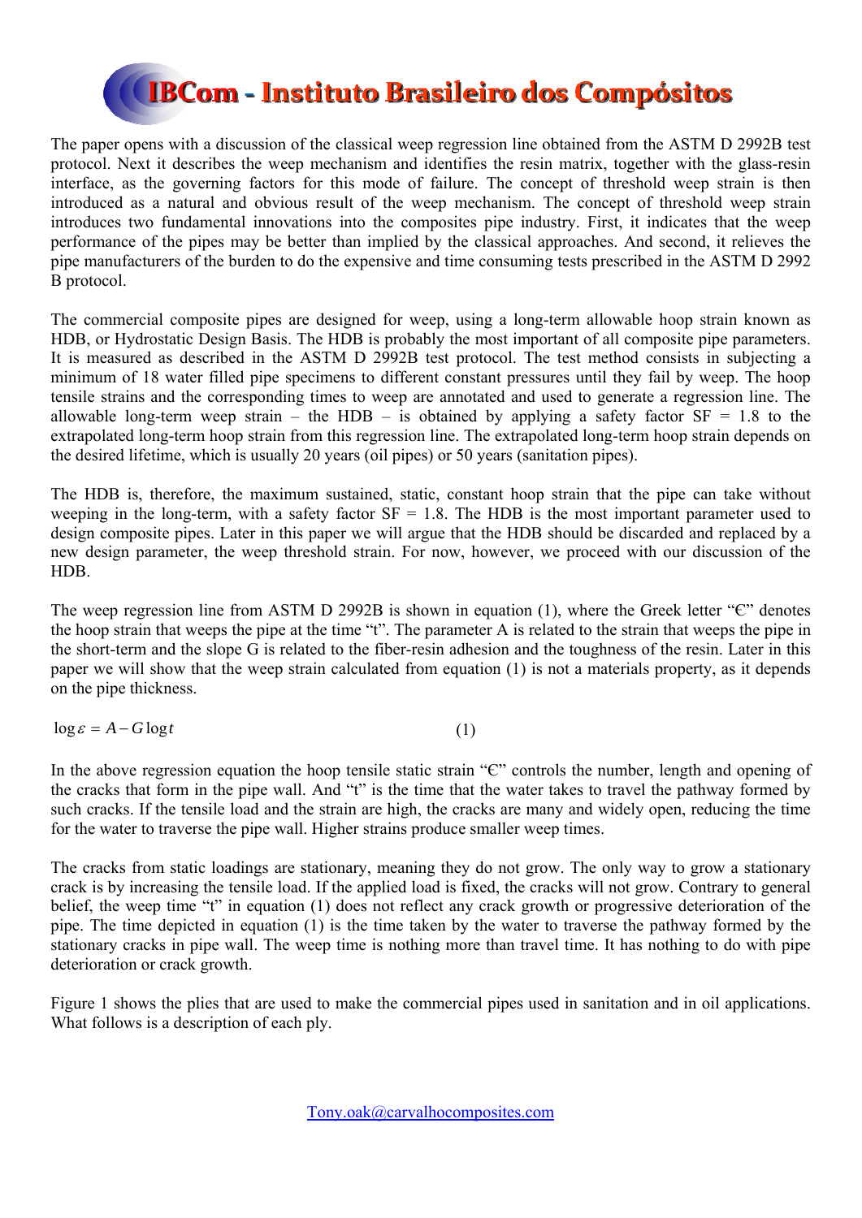The paper opens with a discussion of the classical weep regression line obtained from the ASTM D 2992B test protocol. Next it describes the weep mechanism and identifies the resin matrix, together with the glass-resin interface, as the governing factors for this mode of failure. The concept of threshold weep strain is then introduced as a natural and obvious result of the weep mechanism. The concept of threshold weep strain introduces two fundamental innovations into the composites pipe industry. First, it indicates that the weep performance of the pipes may be better than implied by the classical approaches. And second, it relieves the pipe manufacturers of the burden to do the expensive and time consuming tests prescribed in the ASTM D 2992 B protocol.

The commercial composite pipes are designed for weep, using a long-term allowable hoop strain known as HDB, or Hydrostatic Design Basis. The HDB is probably the most important of all composite pipe parameters. It is measured as described in the ASTM D 2992B test protocol. The test method consists in subjecting a minimum of 18 water filled pipe specimens to different constant pressures until they fail by weep. The hoop tensile strains and the corresponding times to weep are annotated and used to generate a regression line. The allowable long-term weep strain – the HDB – is obtained by applying a safety factor SF = 1.8 to the extrapolated long-term hoop strain from this regression line. The extrapolated long-term hoop strain depends on the desired lifetime, which is usually 20 years (oil pipes) or 50 years (sanitation pipes).

The HDB is, therefore, the maximum sustained, static, constant hoop strain that the pipe can take without weeping in the long-term, with a safety factor SF = 1.8. The HDB is the most important parameter used to design composite pipes. Later in this paper we will argue that the HDB should be discarded and replaced by a new design parameter, the weep threshold strain. For now, however, we proceed with our discussion of the HDB.

The weep regression line from ASTM D 2992B is shown in equation (1), where the Greek letter "Є" denotes the hoop strain that weeps the pipe at the time "t". The parameter A is related to the strain that weeps the pipe in the short-term and the slope G is related to the fiber-resin adhesion and the toughness of the resin. Later in this paper we will show that the weep strain calculated from equation (1) is not a materials property, as it depends on the pipe thickness.

$$\log \varepsilon = A - G \log t \qquad (1)$$

In the above regression equation the hoop tensile static strain "Є" controls the number, length and opening of the cracks that form in the pipe wall. And "t" is the time that the water takes to travel the pathway formed by such cracks. If the tensile load and the strain are high, the cracks are many and widely open, reducing the time for the water to traverse the pipe wall. Higher strains produce smaller weep times.

The cracks from static loadings are stationary, meaning they do not grow. The only way to grow a stationary crack is by increasing the tensile load. If the applied load is fixed, the cracks will not grow. Contrary to general belief, the weep time "t" in equation (1) does not reflect any crack growth or progressive deterioration of the pipe. The time depicted in equation (1) is the time taken by the water to traverse the pathway formed by the stationary cracks in pipe wall. The weep time is nothing more than travel time. It has nothing to do with pipe deterioration or crack growth.

Figure 1 shows the plies that are used to make the commercial pipes used in sanitation and in oil applications. What follows is a description of each ply.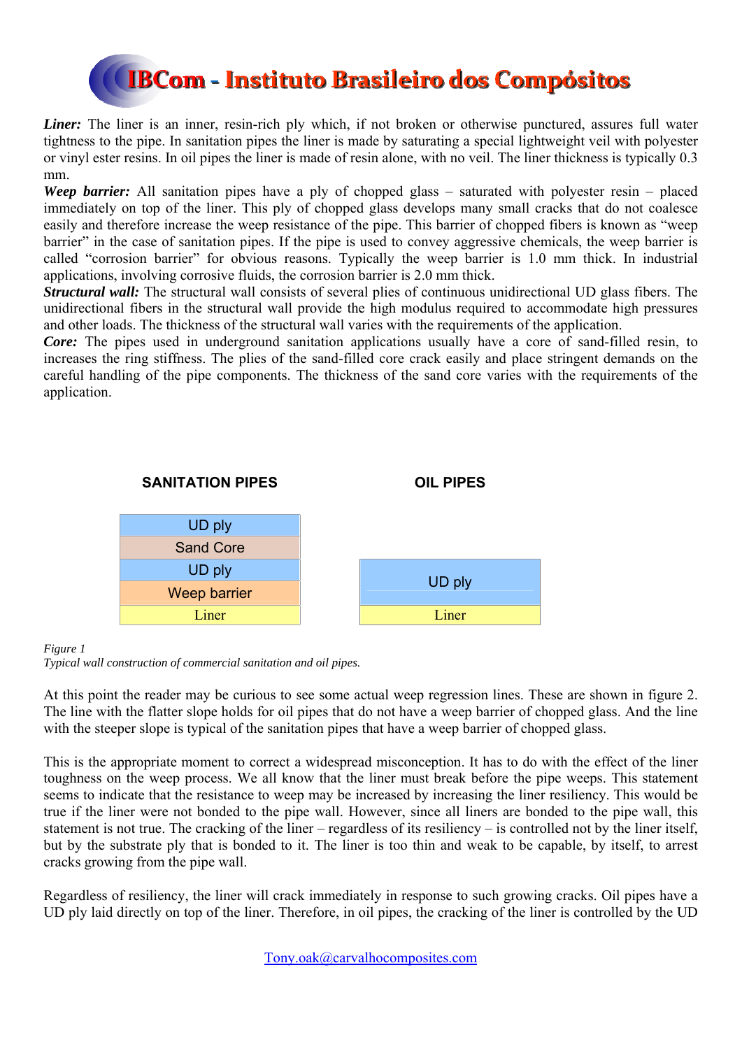***Liner:*** The liner is an inner, resin-rich ply which, if not broken or otherwise punctured, assures full water tightness to the pipe. In sanitation pipes the liner is made by saturating a special lightweight veil with polyester or vinyl ester resins. In oil pipes the liner is made of resin alone, with no veil. The liner thickness is typically 0.3 mm.

***Weep barrier:*** All sanitation pipes have a ply of chopped glass – saturated with polyester resin – placed immediately on top of the liner. This ply of chopped glass develops many small cracks that do not coalesce easily and therefore increase the weep resistance of the pipe. This barrier of chopped fibers is known as "weep barrier" in the case of sanitation pipes. If the pipe is used to convey aggressive chemicals, the weep barrier is called "corrosion barrier" for obvious reasons. Typically the weep barrier is 1.0 mm thick. In industrial applications, involving corrosive fluids, the corrosion barrier is 2.0 mm thick.

***Structural wall:*** The structural wall consists of several plies of continuous unidirectional UD glass fibers. The unidirectional fibers in the structural wall provide the high modulus required to accommodate high pressures and other loads. The thickness of the structural wall varies with the requirements of the application.

***Core:*** The pipes used in underground sanitation applications usually have a core of sand-filled resin, to increases the ring stiffness. The plies of the sand-filled core crack easily and place stringent demands on the careful handling of the pipe components. The thickness of the sand core varies with the requirements of the application.

| SANITATION PIPES | OIL PIPES |
|---|---|
| UD ply | |
| Sand Core | |
| UD ply | UD ply |
| Weep barrier | |
| Liner | Liner |

*Figure 1*
*Typical wall construction of commercial sanitation and oil pipes.*

At this point the reader may be curious to see some actual weep regression lines. These are shown in figure 2. The line with the flatter slope holds for oil pipes that do not have a weep barrier of chopped glass. And the line with the steeper slope is typical of the sanitation pipes that have a weep barrier of chopped glass.

This is the appropriate moment to correct a widespread misconception. It has to do with the effect of the liner toughness on the weep process. We all know that the liner must break before the pipe weeps. This statement seems to indicate that the resistance to weep may be increased by increasing the liner resiliency. This would be true if the liner were not bonded to the pipe wall. However, since all liners are bonded to the pipe wall, this statement is not true. The cracking of the liner – regardless of its resiliency – is controlled not by the liner itself, but by the substrate ply that is bonded to it. The liner is too thin and weak to be capable, by itself, to arrest cracks growing from the pipe wall.

Regardless of resiliency, the liner will crack immediately in response to such growing cracks. Oil pipes have a UD ply laid directly on top of the liner. Therefore, in oil pipes, the cracking of the liner is controlled by the UD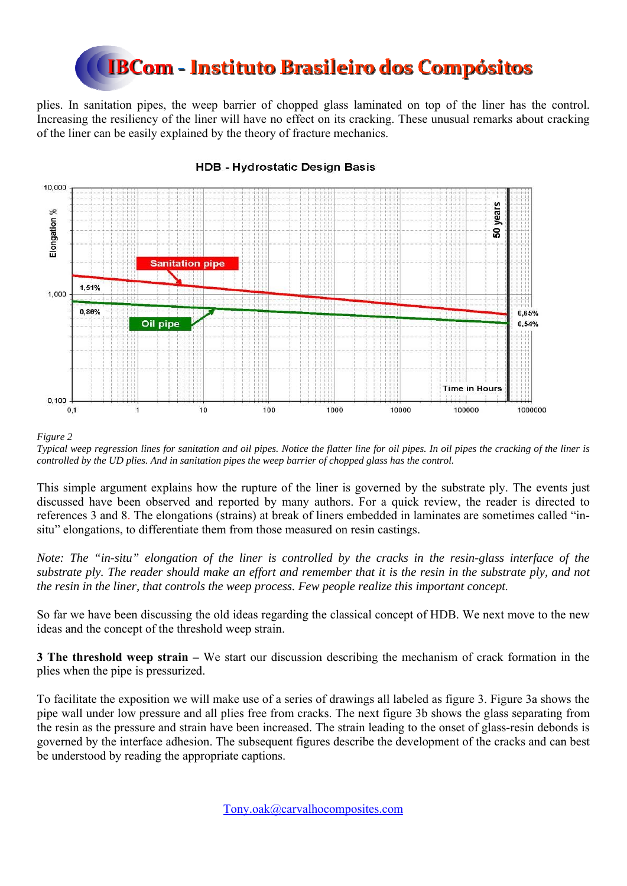plies. In sanitation pipes, the weep barrier of chopped glass laminated on top of the liner has the control. Increasing the resiliency of the liner will have no effect on its cracking. These unusual remarks about cracking of the liner can be easily explained by the theory of fracture mechanics.

*Figure 2*

*Typical weep regression lines for sanitation and oil pipes. Notice the flatter line for oil pipes. In oil pipes the cracking of the liner is controlled by the UD plies. And in sanitation pipes the weep barrier of chopped glass has the control.*

This simple argument explains how the rupture of the liner is governed by the substrate ply. The events just discussed have been observed and reported by many authors. For a quick review, the reader is directed to references 3 and 8. The elongations (strains) at break of liners embedded in laminates are sometimes called "in-situ" elongations, to differentiate them from those measured on resin castings.

*Note: The "in-situ" elongation of the liner is controlled by the cracks in the resin-glass interface of the substrate ply. The reader should make an effort and remember that it is the resin in the substrate ply, and not the resin in the liner, that controls the weep process. Few people realize this important concept.*

So far we have been discussing the old ideas regarding the classical concept of HDB. We next move to the new ideas and the concept of the threshold weep strain.

**3 The threshold weep strain –** We start our discussion describing the mechanism of crack formation in the plies when the pipe is pressurized.

To facilitate the exposition we will make use of a series of drawings all labeled as figure 3. Figure 3a shows the pipe wall under low pressure and all plies free from cracks. The next figure 3b shows the glass separating from the resin as the pressure and strain have been increased. The strain leading to the onset of glass-resin debonds is governed by the interface adhesion. The subsequent figures describe the development of the cracks and can best be understood by reading the appropriate captions.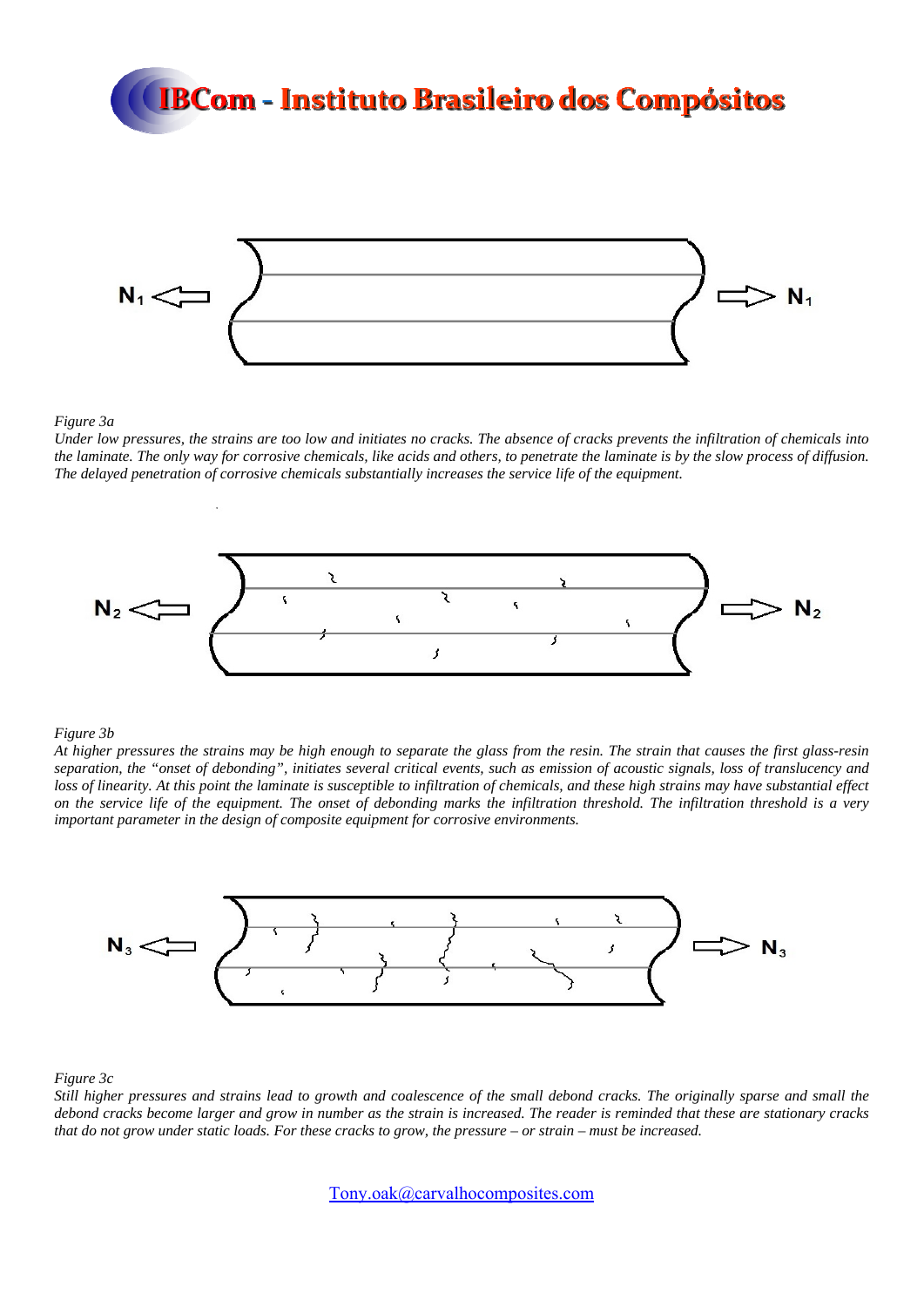$N_1$ $N_1$

*Figure 3a*

*Under low pressures, the strains are too low and initiates no cracks. The absence of cracks prevents the infiltration of chemicals into the laminate. The only way for corrosive chemicals, like acids and others, to penetrate the laminate is by the slow process of diffusion. The delayed penetration of corrosive chemicals substantially increases the service life of the equipment.*

$N_2$ $N_2$

*Figure 3b*

*At higher pressures the strains may be high enough to separate the glass from the resin. The strain that causes the first glass-resin separation, the "onset of debonding", initiates several critical events, such as emission of acoustic signals, loss of translucency and loss of linearity. At this point the laminate is susceptible to infiltration of chemicals, and these high strains may have substantial effect on the service life of the equipment. The onset of debonding marks the infiltration threshold. The infiltration threshold is a very important parameter in the design of composite equipment for corrosive environments.*

$N_3$ $N_3$

*Figure 3c*

*Still higher pressures and strains lead to growth and coalescence of the small debond cracks. The originally sparse and small the debond cracks become larger and grow in number as the strain is increased. The reader is reminded that these are stationary cracks that do not grow under static loads. For these cracks to grow, the pressure – or strain – must be increased.*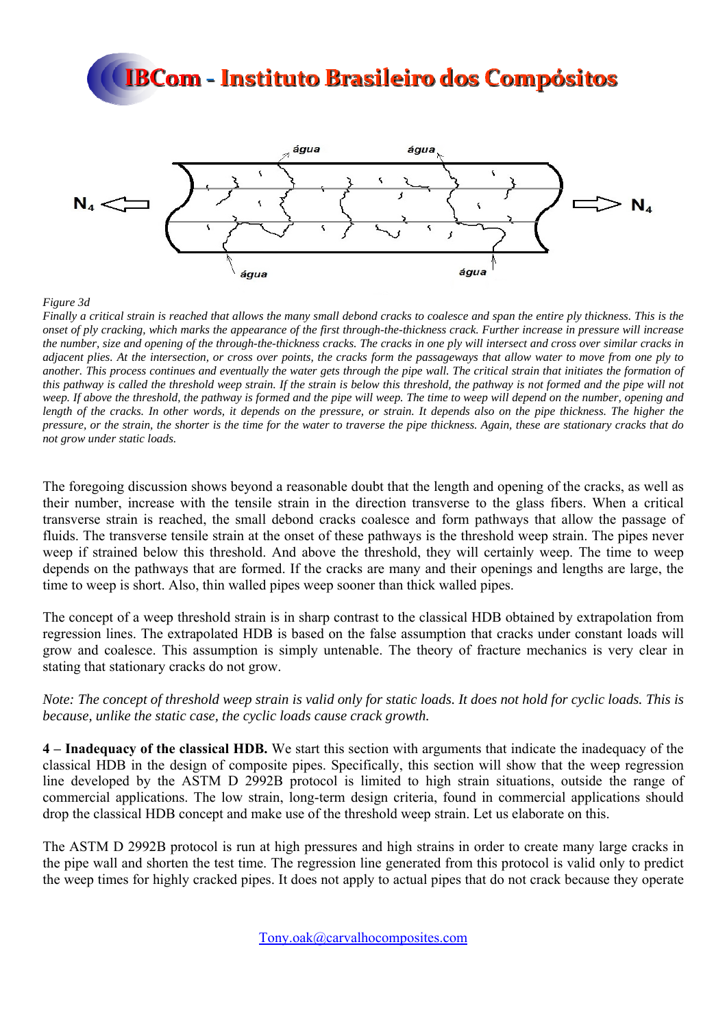*Figure 3d*

*Finally a critical strain is reached that allows the many small debond cracks to coalesce and span the entire ply thickness. This is the onset of ply cracking, which marks the appearance of the first through-the-thickness crack. Further increase in pressure will increase the number, size and opening of the through-the-thickness cracks. The cracks in one ply will intersect and cross over similar cracks in adjacent plies. At the intersection, or cross over points, the cracks form the passageways that allow water to move from one ply to another. This process continues and eventually the water gets through the pipe wall. The critical strain that initiates the formation of this pathway is called the threshold weep strain. If the strain is below this threshold, the pathway is not formed and the pipe will not weep. If above the threshold, the pathway is formed and the pipe will weep. The time to weep will depend on the number, opening and length of the cracks. In other words, it depends on the pressure, or strain. It depends also on the pipe thickness. The higher the pressure, or the strain, the shorter is the time for the water to traverse the pipe thickness. Again, these are stationary cracks that do not grow under static loads.*

The foregoing discussion shows beyond a reasonable doubt that the length and opening of the cracks, as well as their number, increase with the tensile strain in the direction transverse to the glass fibers. When a critical transverse strain is reached, the small debond cracks coalesce and form pathways that allow the passage of fluids. The transverse tensile strain at the onset of these pathways is the threshold weep strain. The pipes never weep if strained below this threshold. And above the threshold, they will certainly weep. The time to weep depends on the pathways that are formed. If the cracks are many and their openings and lengths are large, the time to weep is short. Also, thin walled pipes weep sooner than thick walled pipes.

The concept of a weep threshold strain is in sharp contrast to the classical HDB obtained by extrapolation from regression lines. The extrapolated HDB is based on the false assumption that cracks under constant loads will grow and coalesce. This assumption is simply untenable. The theory of fracture mechanics is very clear in stating that stationary cracks do not grow.

*Note: The concept of threshold weep strain is valid only for static loads. It does not hold for cyclic loads. This is because, unlike the static case, the cyclic loads cause crack growth.*

**4 – Inadequacy of the classical HDB.** We start this section with arguments that indicate the inadequacy of the classical HDB in the design of composite pipes. Specifically, this section will show that the weep regression line developed by the ASTM D 2992B protocol is limited to high strain situations, outside the range of commercial applications. The low strain, long-term design criteria, found in commercial applications should drop the classical HDB concept and make use of the threshold weep strain. Let us elaborate on this.

The ASTM D 2992B protocol is run at high pressures and high strains in order to create many large cracks in the pipe wall and shorten the test time. The regression line generated from this protocol is valid only to predict the weep times for highly cracked pipes. It does not apply to actual pipes that do not crack because they operate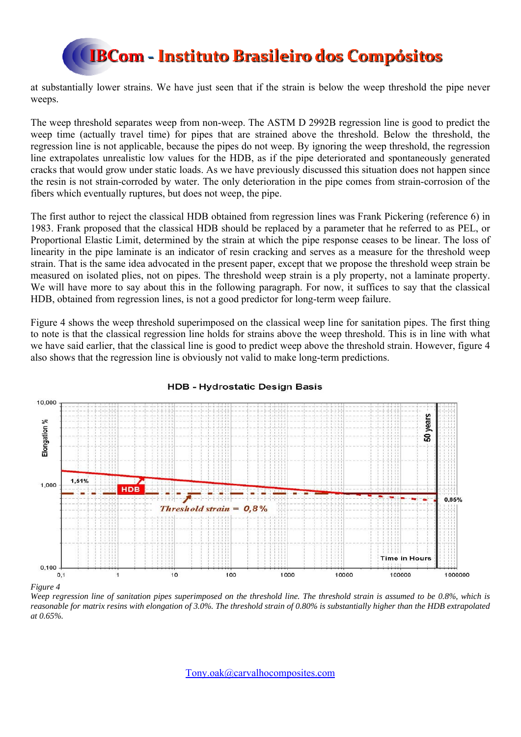at substantially lower strains. We have just seen that if the strain is below the weep threshold the pipe never weeps.

The weep threshold separates weep from non-weep. The ASTM D 2992B regression line is good to predict the weep time (actually travel time) for pipes that are strained above the threshold. Below the threshold, the regression line is not applicable, because the pipes do not weep. By ignoring the weep threshold, the regression line extrapolates unrealistic low values for the HDB, as if the pipe deteriorated and spontaneously generated cracks that would grow under static loads. As we have previously discussed this situation does not happen since the resin is not strain-corroded by water. The only deterioration in the pipe comes from strain-corrosion of the fibers which eventually ruptures, but does not weep, the pipe.

The first author to reject the classical HDB obtained from regression lines was Frank Pickering (reference 6) in 1983. Frank proposed that the classical HDB should be replaced by a parameter that he referred to as PEL, or Proportional Elastic Limit, determined by the strain at which the pipe response ceases to be linear. The loss of linearity in the pipe laminate is an indicator of resin cracking and serves as a measure for the threshold weep strain. That is the same idea advocated in the present paper, except that we propose the threshold weep strain be measured on isolated plies, not on pipes. The threshold weep strain is a ply property, not a laminate property. We will have more to say about this in the following paragraph. For now, it suffices to say that the classical HDB, obtained from regression lines, is not a good predictor for long-term weep failure.

Figure 4 shows the weep threshold superimposed on the classical weep line for sanitation pipes. The first thing to note is that the classical regression line holds for strains above the weep threshold. This is in line with what we have said earlier, that the classical line is good to predict weep above the threshold strain. However, figure 4 also shows that the regression line is obviously not valid to make long-term predictions.

*Figure 4*
*Weep regression line of sanitation pipes superimposed on the threshold line. The threshold strain is assumed to be 0.8%, which is reasonable for matrix resins with elongation of 3.0%. The threshold strain of 0.80% is substantially higher than the HDB extrapolated at 0.65%.*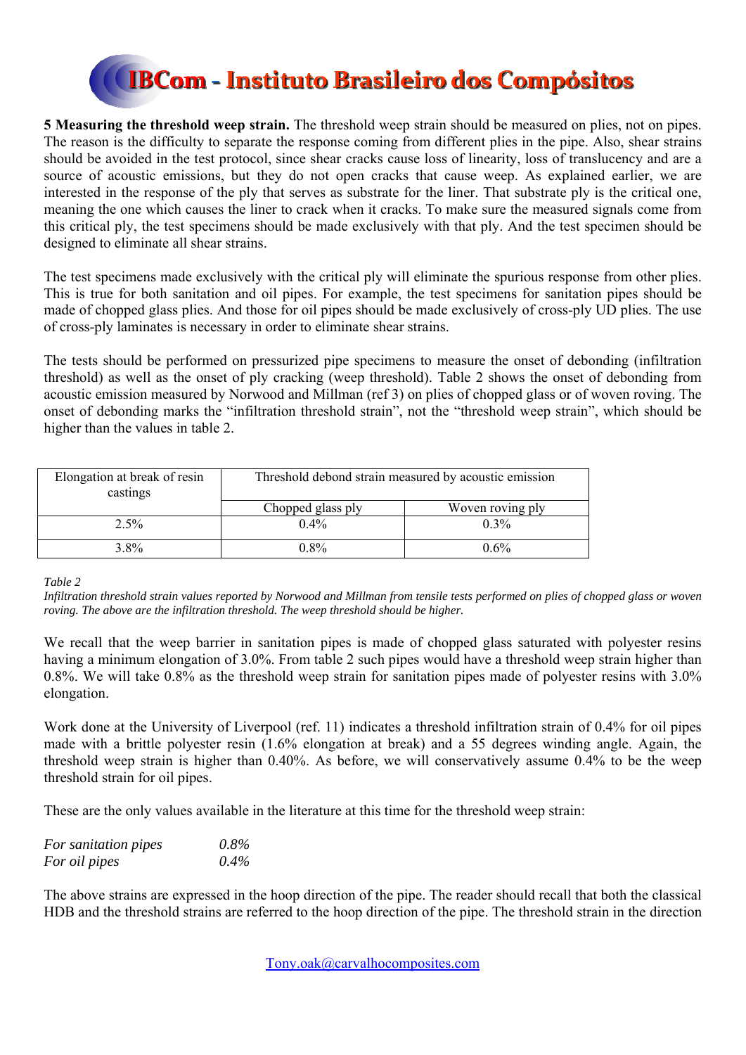**5 Measuring the threshold weep strain.** The threshold weep strain should be measured on plies, not on pipes. The reason is the difficulty to separate the response coming from different plies in the pipe. Also, shear strains should be avoided in the test protocol, since shear cracks cause loss of linearity, loss of translucency and are a source of acoustic emissions, but they do not open cracks that cause weep. As explained earlier, we are interested in the response of the ply that serves as substrate for the liner. That substrate ply is the critical one, meaning the one which causes the liner to crack when it cracks. To make sure the measured signals come from this critical ply, the test specimens should be made exclusively with that ply. And the test specimen should be designed to eliminate all shear strains.

The test specimens made exclusively with the critical ply will eliminate the spurious response from other plies. This is true for both sanitation and oil pipes. For example, the test specimens for sanitation pipes should be made of chopped glass plies. And those for oil pipes should be made exclusively of cross-ply UD plies. The use of cross-ply laminates is necessary in order to eliminate shear strains.

The tests should be performed on pressurized pipe specimens to measure the onset of debonding (infiltration threshold) as well as the onset of ply cracking (weep threshold). Table 2 shows the onset of debonding from acoustic emission measured by Norwood and Millman (ref 3) on plies of chopped glass or of woven roving. The onset of debonding marks the "infiltration threshold strain", not the "threshold weep strain", which should be higher than the values in table 2.

| Elongation at break of resin castings | Threshold debond strain measured by acoustic emission | |
|---|---|---|
| | Chopped glass ply | Woven roving ply |
| 2.5% | 0.4% | 0.3% |
| 3.8% | 0.8% | 0.6% |

*Table 2*

*Infiltration threshold strain values reported by Norwood and Millman from tensile tests performed on plies of chopped glass or woven roving. The above are the infiltration threshold. The weep threshold should be higher.*

We recall that the weep barrier in sanitation pipes is made of chopped glass saturated with polyester resins having a minimum elongation of 3.0%. From table 2 such pipes would have a threshold weep strain higher than 0.8%. We will take 0.8% as the threshold weep strain for sanitation pipes made of polyester resins with 3.0% elongation.

Work done at the University of Liverpool (ref. 11) indicates a threshold infiltration strain of 0.4% for oil pipes made with a brittle polyester resin (1.6% elongation at break) and a 55 degrees winding angle. Again, the threshold weep strain is higher than 0.40%. As before, we will conservatively assume 0.4% to be the weep threshold strain for oil pipes.

These are the only values available in the literature at this time for the threshold weep strain:

*For sanitation pipes* *0.8%*
*For oil pipes* *0.4%*

The above strains are expressed in the hoop direction of the pipe. The reader should recall that both the classical HDB and the threshold strains are referred to the hoop direction of the pipe. The threshold strain in the direction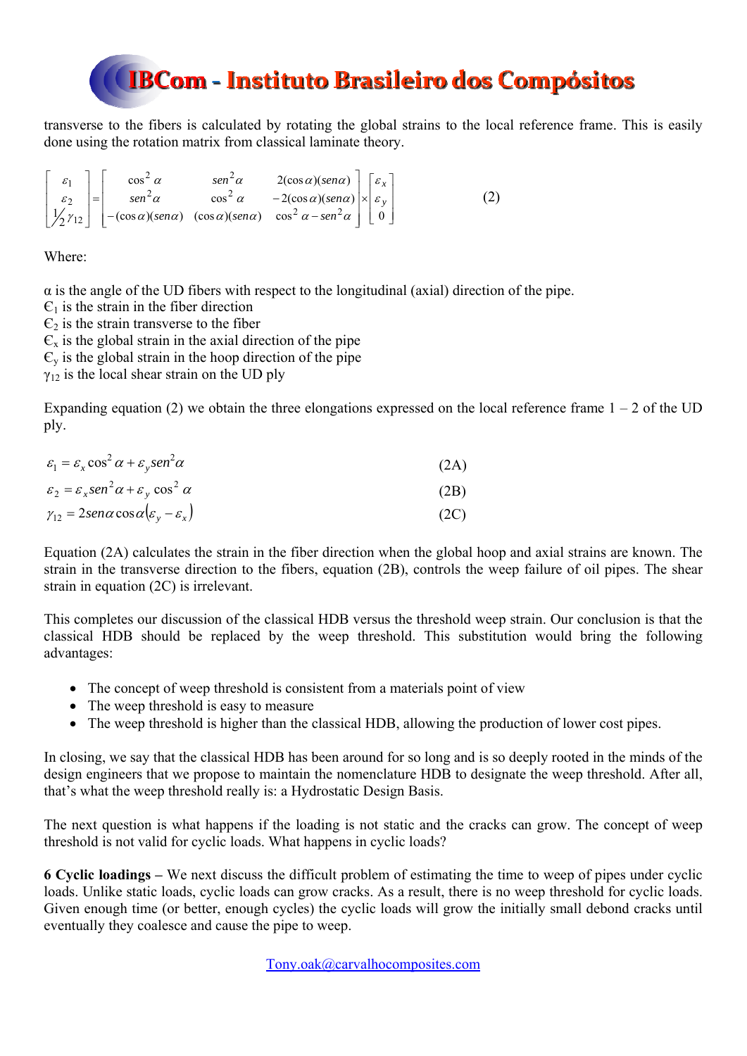transverse to the fibers is calculated by rotating the global strains to the local reference frame. This is easily done using the rotation matrix from classical laminate theory.

$$\begin{bmatrix} \varepsilon_1 \\ \varepsilon_2 \\ \frac{1}{2}\gamma_{12} \end{bmatrix} = \begin{bmatrix} \cos^2\alpha & sen^2\alpha & 2(\cos\alpha)(sen\alpha) \\ sen^2\alpha & \cos^2\alpha & -2(\cos\alpha)(sen\alpha) \\ -(\cos\alpha)(sen\alpha) & (\cos\alpha)(sen\alpha) & \cos^2\alpha - sen^2\alpha \end{bmatrix} \times \begin{bmatrix} \varepsilon_x \\ \varepsilon_y \\ 0 \end{bmatrix} \qquad (2)$$

Where:

$\alpha$ is the angle of the UD fibers with respect to the longitudinal (axial) direction of the pipe.
$\epsilon_1$ is the strain in the fiber direction
$\epsilon_2$ is the strain transverse to the fiber
$\epsilon_x$ is the global strain in the axial direction of the pipe
$\epsilon_y$ is the global strain in the hoop direction of the pipe
$\gamma_{12}$ is the local shear strain on the UD ply

Expanding equation (2) we obtain the three elongations expressed on the local reference frame 1 – 2 of the UD ply.

$$\varepsilon_1 = \varepsilon_x \cos^2\alpha + \varepsilon_y sen^2\alpha \qquad (2A)$$

$$\varepsilon_2 = \varepsilon_x sen^2\alpha + \varepsilon_y \cos^2\alpha \qquad (2B)$$

$$\gamma_{12} = 2sen\alpha\cos\alpha(\varepsilon_y - \varepsilon_x) \qquad (2C)$$

Equation (2A) calculates the strain in the fiber direction when the global hoop and axial strains are known. The strain in the transverse direction to the fibers, equation (2B), controls the weep failure of oil pipes. The shear strain in equation (2C) is irrelevant.

This completes our discussion of the classical HDB versus the threshold weep strain. Our conclusion is that the classical HDB should be replaced by the weep threshold. This substitution would bring the following advantages:

- The concept of weep threshold is consistent from a materials point of view
- The weep threshold is easy to measure
- The weep threshold is higher than the classical HDB, allowing the production of lower cost pipes.

In closing, we say that the classical HDB has been around for so long and is so deeply rooted in the minds of the design engineers that we propose to maintain the nomenclature HDB to designate the weep threshold. After all, that's what the weep threshold really is: a Hydrostatic Design Basis.

The next question is what happens if the loading is not static and the cracks can grow. The concept of weep threshold is not valid for cyclic loads. What happens in cyclic loads?

**6 Cyclic loadings –** We next discuss the difficult problem of estimating the time to weep of pipes under cyclic loads. Unlike static loads, cyclic loads can grow cracks. As a result, there is no weep threshold for cyclic loads. Given enough time (or better, enough cycles) the cyclic loads will grow the initially small debond cracks until eventually they coalesce and cause the pipe to weep.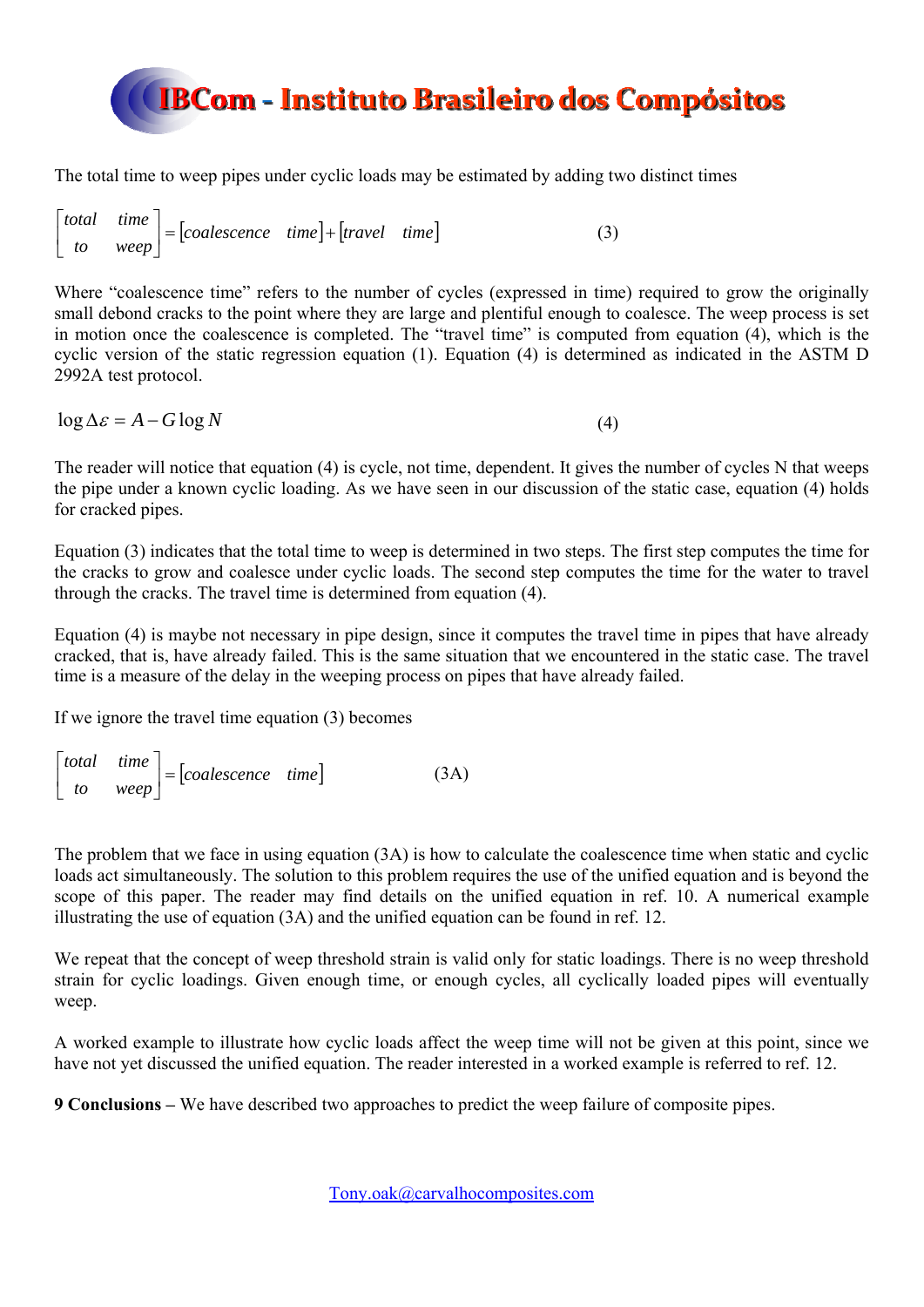The total time to weep pipes under cyclic loads may be estimated by adding two distinct times

$$\begin{bmatrix} total & time \\ to & weep \end{bmatrix} = [coalescence \quad time] + [travel \quad time] \tag{3}$$

Where "coalescence time" refers to the number of cycles (expressed in time) required to grow the originally small debond cracks to the point where they are large and plentiful enough to coalesce. The weep process is set in motion once the coalescence is completed. The "travel time" is computed from equation (4), which is the cyclic version of the static regression equation (1). Equation (4) is determined as indicated in the ASTM D 2992A test protocol.

$$\log \Delta\varepsilon = A - G \log N \tag{4}$$

The reader will notice that equation (4) is cycle, not time, dependent. It gives the number of cycles N that weeps the pipe under a known cyclic loading. As we have seen in our discussion of the static case, equation (4) holds for cracked pipes.

Equation (3) indicates that the total time to weep is determined in two steps. The first step computes the time for the cracks to grow and coalesce under cyclic loads. The second step computes the time for the water to travel through the cracks. The travel time is determined from equation (4).

Equation (4) is maybe not necessary in pipe design, since it computes the travel time in pipes that have already cracked, that is, have already failed. This is the same situation that we encountered in the static case. The travel time is a measure of the delay in the weeping process on pipes that have already failed.

If we ignore the travel time equation (3) becomes

$$\begin{bmatrix} total & time \\ to & weep \end{bmatrix} = [coalescence \quad time] \tag{3A}$$

The problem that we face in using equation (3A) is how to calculate the coalescence time when static and cyclic loads act simultaneously. The solution to this problem requires the use of the unified equation and is beyond the scope of this paper. The reader may find details on the unified equation in ref. 10. A numerical example illustrating the use of equation (3A) and the unified equation can be found in ref. 12.

We repeat that the concept of weep threshold strain is valid only for static loadings. There is no weep threshold strain for cyclic loadings. Given enough time, or enough cycles, all cyclically loaded pipes will eventually weep.

A worked example to illustrate how cyclic loads affect the weep time will not be given at this point, since we have not yet discussed the unified equation. The reader interested in a worked example is referred to ref. 12.

**9 Conclusions –** We have described two approaches to predict the weep failure of composite pipes.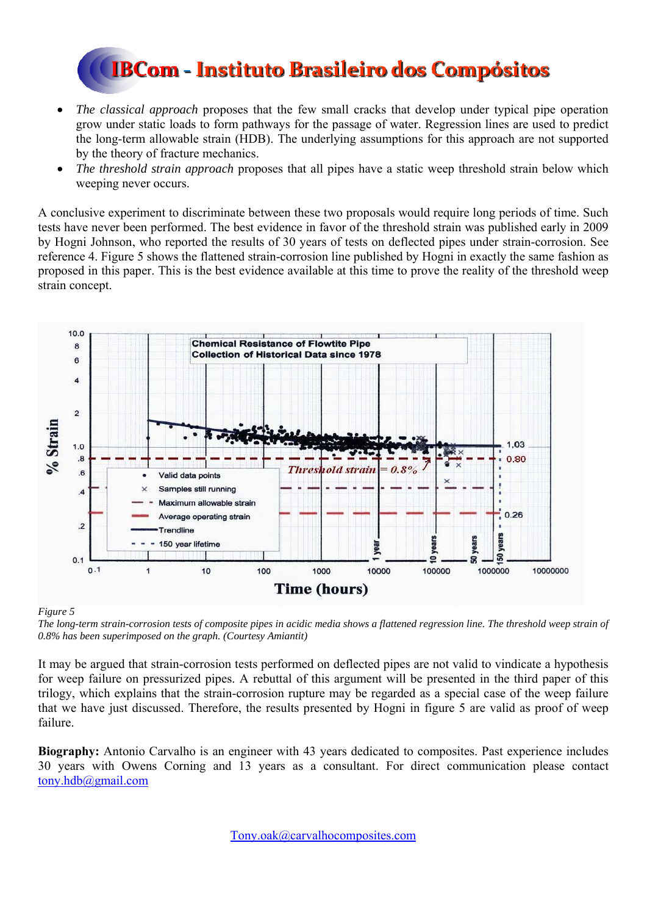- *The classical approach* proposes that the few small cracks that develop under typical pipe operation grow under static loads to form pathways for the passage of water. Regression lines are used to predict the long-term allowable strain (HDB). The underlying assumptions for this approach are not supported by the theory of fracture mechanics.
- *The threshold strain approach* proposes that all pipes have a static weep threshold strain below which weeping never occurs.

A conclusive experiment to discriminate between these two proposals would require long periods of time. Such tests have never been performed. The best evidence in favor of the threshold strain was published early in 2009 by Hogni Johnson, who reported the results of 30 years of tests on deflected pipes under strain-corrosion. See reference 4. Figure 5 shows the flattened strain-corrosion line published by Hogni in exactly the same fashion as proposed in this paper. This is the best evidence available at this time to prove the reality of the threshold weep strain concept.

*Figure 5*

*The long-term strain-corrosion tests of composite pipes in acidic media shows a flattened regression line. The threshold weep strain of 0.8% has been superimposed on the graph. (Courtesy Amiantit)*

It may be argued that strain-corrosion tests performed on deflected pipes are not valid to vindicate a hypothesis for weep failure on pressurized pipes. A rebuttal of this argument will be presented in the third paper of this trilogy, which explains that the strain-corrosion rupture may be regarded as a special case of the weep failure that we have just discussed. Therefore, the results presented by Hogni in figure 5 are valid as proof of weep failure.

**Biography:** Antonio Carvalho is an engineer with 43 years dedicated to composites. Past experience includes 30 years with Owens Corning and 13 years as a consultant. For direct communication please contact tony.hdb@gmail.com

Tony.oak@carvalhocomposites.com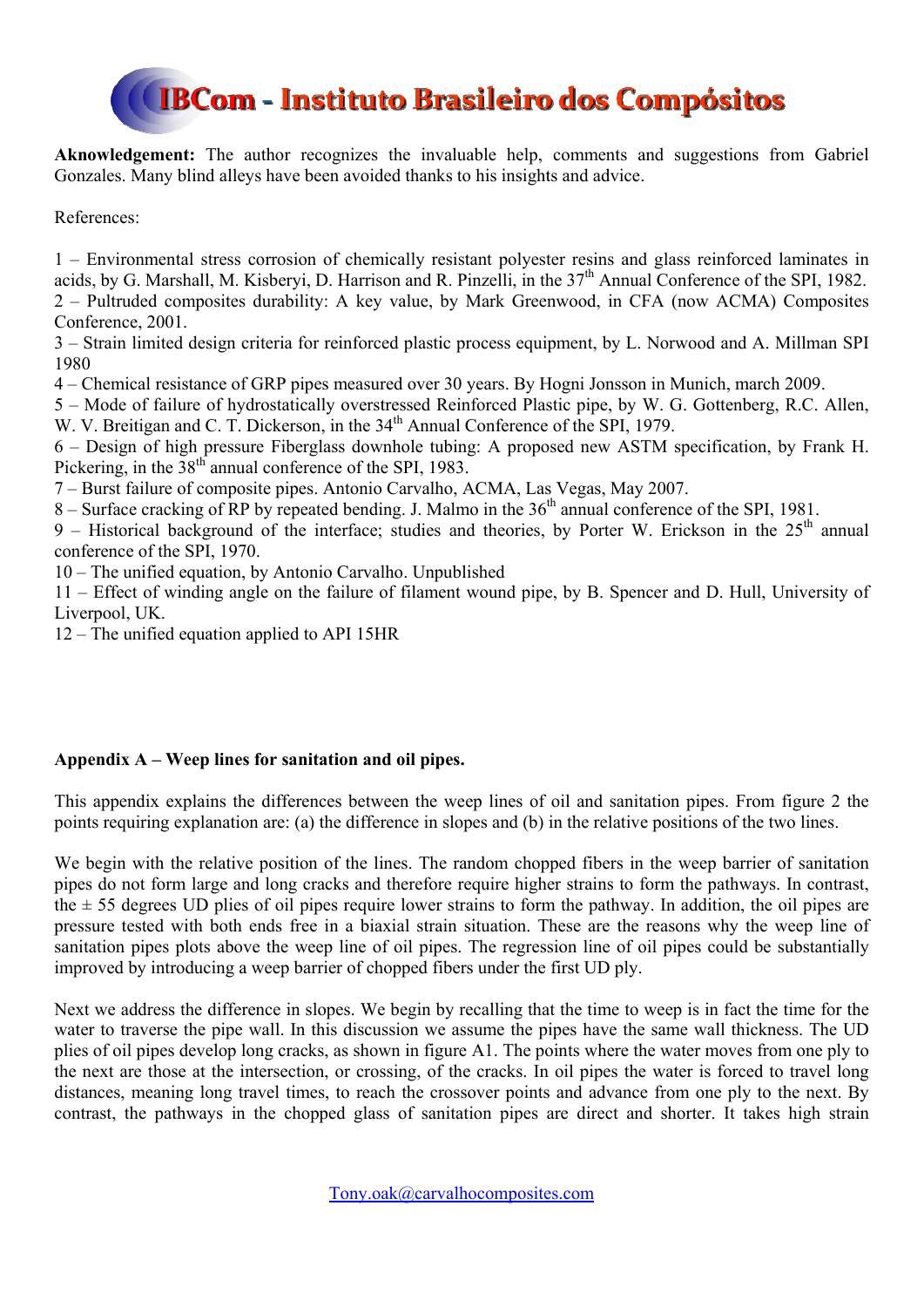**Aknowledgement:** The author recognizes the invaluable help, comments and suggestions from Gabriel Gonzales. Many blind alleys have been avoided thanks to his insights and advice.

References:

1 – Environmental stress corrosion of chemically resistant polyester resins and glass reinforced laminates in acids, by G. Marshall, M. Kisberyi, D. Harrison and R. Pinzelli, in the 37th Annual Conference of the SPI, 1982.
2 – Pultruded composites durability: A key value, by Mark Greenwood, in CFA (now ACMA) Composites Conference, 2001.
3 – Strain limited design criteria for reinforced plastic process equipment, by L. Norwood and A. Millman SPI 1980
4 – Chemical resistance of GRP pipes measured over 30 years. By Hogni Jonsson in Munich, march 2009.
5 – Mode of failure of hydrostatically overstressed Reinforced Plastic pipe, by W. G. Gottenberg, R.C. Allen, W. V. Breitigan and C. T. Dickerson, in the 34th Annual Conference of the SPI, 1979.
6 – Design of high pressure Fiberglass downhole tubing: A proposed new ASTM specification, by Frank H. Pickering, in the 38th annual conference of the SPI, 1983.
7 – Burst failure of composite pipes. Antonio Carvalho, ACMA, Las Vegas, May 2007.
8 – Surface cracking of RP by repeated bending. J. Malmo in the 36th annual conference of the SPI, 1981.
9 – Historical background of the interface; studies and theories, by Porter W. Erickson in the 25th annual conference of the SPI, 1970.
10 – The unified equation, by Antonio Carvalho. Unpublished
11 – Effect of winding angle on the failure of filament wound pipe, by B. Spencer and D. Hull, University of Liverpool, UK.
12 – The unified equation applied to API 15HR

**Appendix A – Weep lines for sanitation and oil pipes.**

This appendix explains the differences between the weep lines of oil and sanitation pipes. From figure 2 the points requiring explanation are: (a) the difference in slopes and (b) in the relative positions of the two lines.

We begin with the relative position of the lines. The random chopped fibers in the weep barrier of sanitation pipes do not form large and long cracks and therefore require higher strains to form the pathways. In contrast, the ± 55 degrees UD plies of oil pipes require lower strains to form the pathway. In addition, the oil pipes are pressure tested with both ends free in a biaxial strain situation. These are the reasons why the weep line of sanitation pipes plots above the weep line of oil pipes. The regression line of oil pipes could be substantially improved by introducing a weep barrier of chopped fibers under the first UD ply.

Next we address the difference in slopes. We begin by recalling that the time to weep is in fact the time for the water to traverse the pipe wall. In this discussion we assume the pipes have the same wall thickness. The UD plies of oil pipes develop long cracks, as shown in figure A1. The points where the water moves from one ply to the next are those at the intersection, or crossing, of the cracks. In oil pipes the water is forced to travel long distances, meaning long travel times, to reach the crossover points and advance from one ply to the next. By contrast, the pathways in the chopped glass of sanitation pipes are direct and shorter. It takes high strain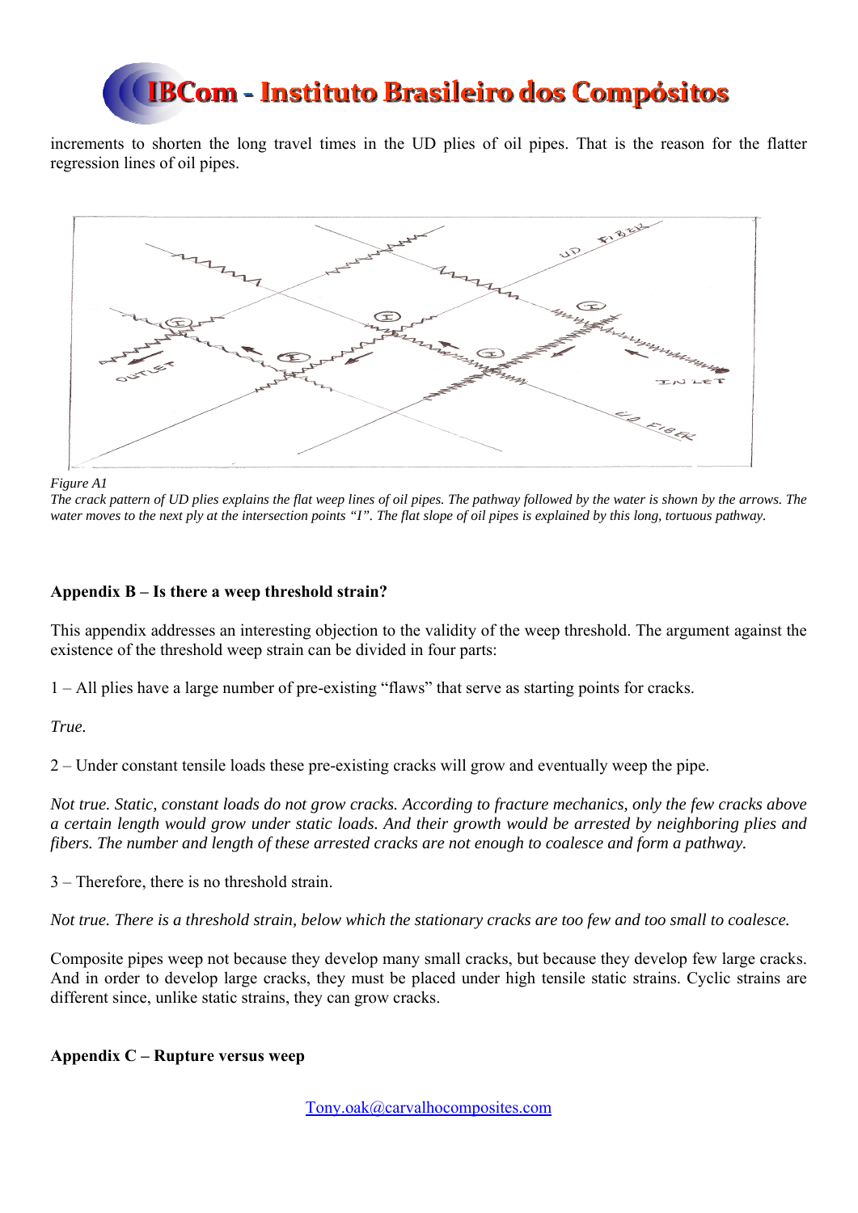increments to shorten the long travel times in the UD plies of oil pipes. That is the reason for the flatter regression lines of oil pipes.

*Figure A1*

*The crack pattern of UD plies explains the flat weep lines of oil pipes. The pathway followed by the water is shown by the arrows. The water moves to the next ply at the intersection points "I". The flat slope of oil pipes is explained by this long, tortuous pathway.*

**Appendix B – Is there a weep threshold strain?**

This appendix addresses an interesting objection to the validity of the weep threshold. The argument against the existence of the threshold weep strain can be divided in four parts:

1 – All plies have a large number of pre-existing "flaws" that serve as starting points for cracks.

*True.*

2 – Under constant tensile loads these pre-existing cracks will grow and eventually weep the pipe.

*Not true. Static, constant loads do not grow cracks. According to fracture mechanics, only the few cracks above a certain length would grow under static loads. And their growth would be arrested by neighboring plies and fibers. The number and length of these arrested cracks are not enough to coalesce and form a pathway.*

3 – Therefore, there is no threshold strain.

*Not true. There is a threshold strain, below which the stationary cracks are too few and too small to coalesce.*

Composite pipes weep not because they develop many small cracks, but because they develop few large cracks. And in order to develop large cracks, they must be placed under high tensile static strains. Cyclic strains are different since, unlike static strains, they can grow cracks.

**Appendix C – Rupture versus weep**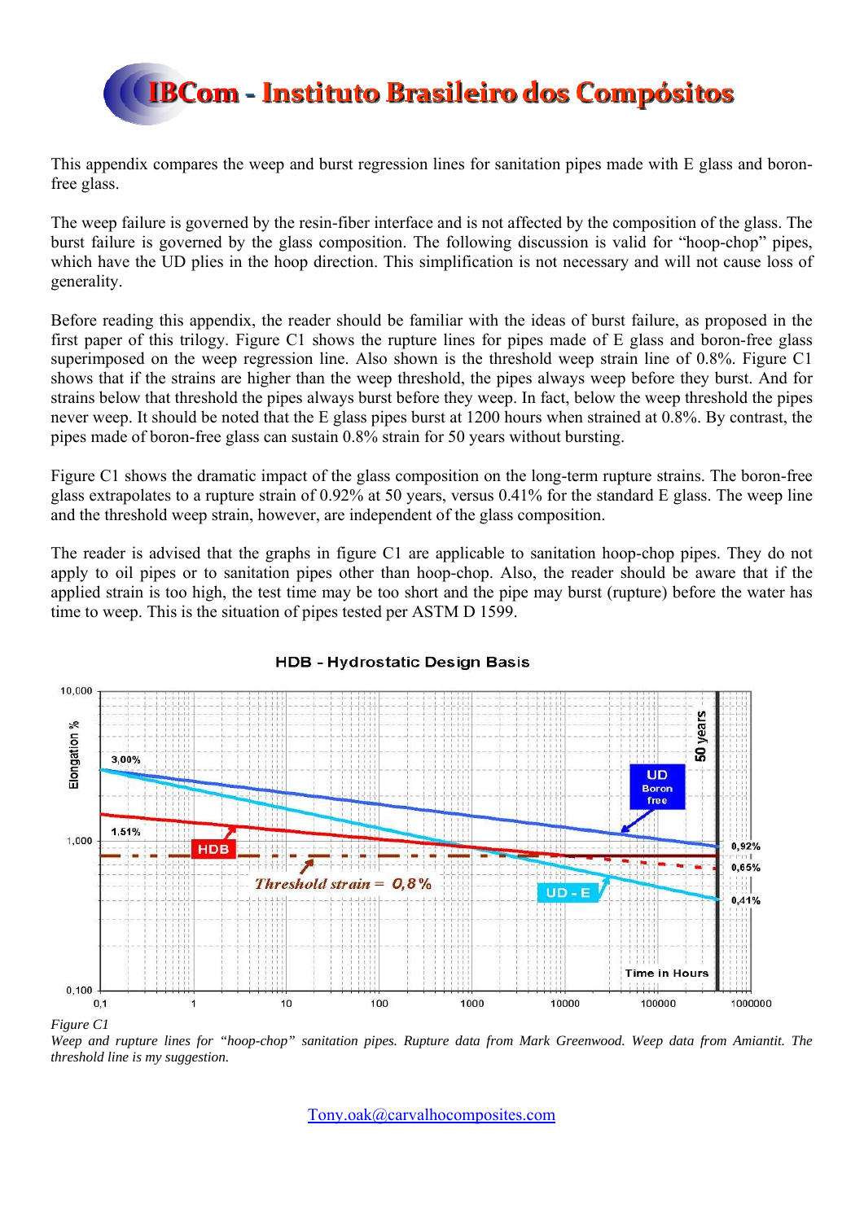# IBCom - Instituto Brasileiro dos Compósitos

This appendix compares the weep and burst regression lines for sanitation pipes made with E glass and boron-free glass.

The weep failure is governed by the resin-fiber interface and is not affected by the composition of the glass. The burst failure is governed by the glass composition. The following discussion is valid for "hoop-chop" pipes, which have the UD plies in the hoop direction. This simplification is not necessary and will not cause loss of generality.

Before reading this appendix, the reader should be familiar with the ideas of burst failure, as proposed in the first paper of this trilogy. Figure C1 shows the rupture lines for pipes made of E glass and boron-free glass superimposed on the weep regression line. Also shown is the threshold weep strain line of 0.8%. Figure C1 shows that if the strains are higher than the weep threshold, the pipes always weep before they burst. And for strains below that threshold the pipes always burst before they weep. In fact, below the weep threshold the pipes never weep. It should be noted that the E glass pipes burst at 1200 hours when strained at 0.8%. By contrast, the pipes made of boron-free glass can sustain 0.8% strain for 50 years without bursting.

Figure C1 shows the dramatic impact of the glass composition on the long-term rupture strains. The boron-free glass extrapolates to a rupture strain of 0.92% at 50 years, versus 0.41% for the standard E glass. The weep line and the threshold weep strain, however, are independent of the glass composition.

The reader is advised that the graphs in figure C1 are applicable to sanitation hoop-chop pipes. They do not apply to oil pipes or to sanitation pipes other than hoop-chop. Also, the reader should be aware that if the applied strain is too high, the test time may be too short and the pipe may burst (rupture) before the water has time to weep. This is the situation of pipes tested per ASTM D 1599.

HDB - Hydrostatic Design Basis

Elongation %

10,000
1,000
0,100

3,00%
1,51%
HDB
Threshold strain = 0,8 %
UD - E
UD Boron free
50 years
0,92%
0,65%
0,41%
Time in Hours

0,1 1 10 100 1000 10000 100000 1000000

*Figure C1*

*Weep and rupture lines for "hoop-chop" sanitation pipes. Rupture data from Mark Greenwood. Weep data from Amiantit. The threshold line is my suggestion.*

Tony.oak@carvalhocomposites.com